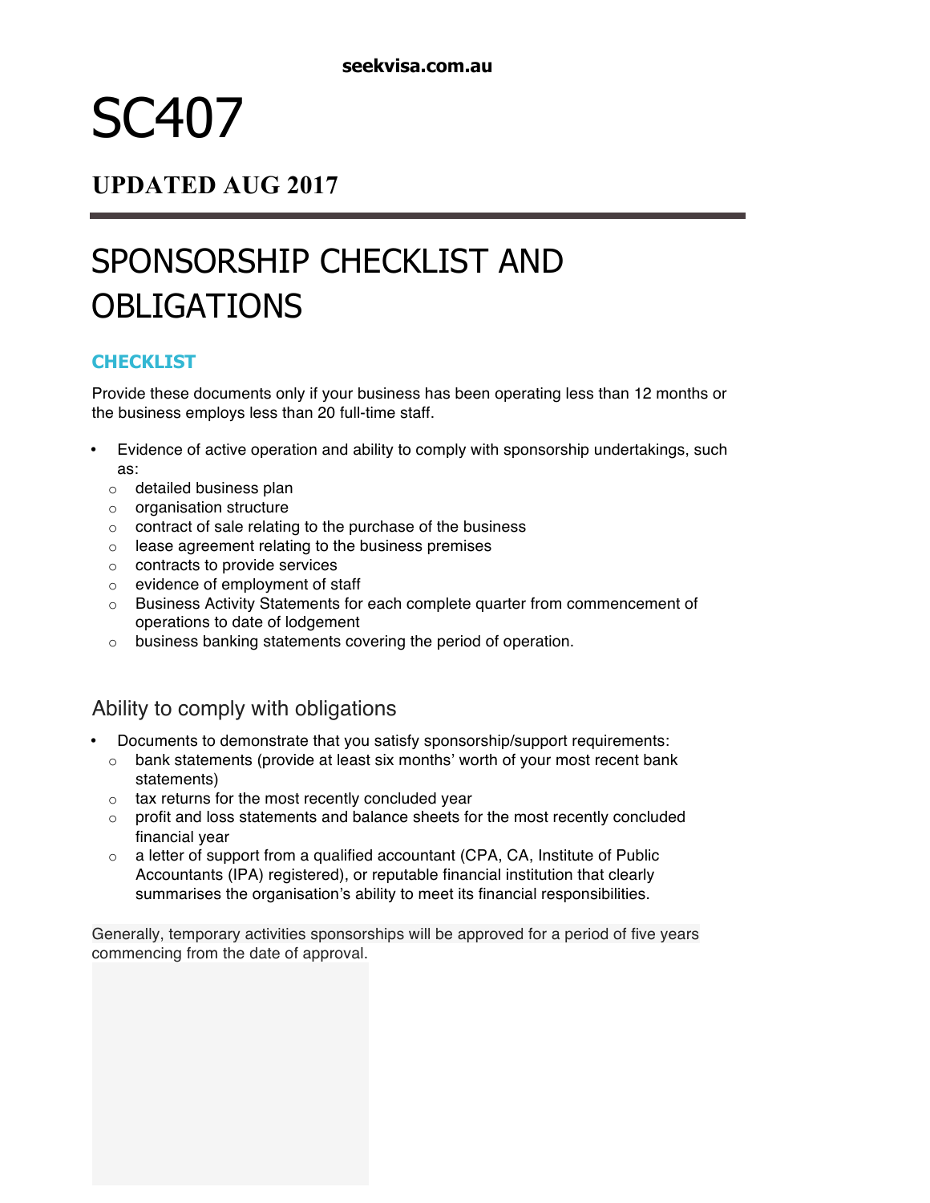# SC407

## UPDATED AUG 2017

# SPONSORSHIP CHECKLIST AND OBLIGATIONS

### CHECKLIST

Provide these documents only if your business has been operating less than 12 months or the business employs less than 20 full-time staff.

- Evidence of active operation and ability to comply with sponsorship undertakings, such as:
  - detailed business plan
  - organisation structure
  - contract of sale relating to the purchase of the business
  - lease agreement relating to the business premises
  - contracts to provide services
  - evidence of employment of staff
  - Business Activity Statements for each complete quarter from commencement of operations to date of lodgement
  - business banking statements covering the period of operation.

### Ability to comply with obligations

- Documents to demonstrate that you satisfy sponsorship/support requirements:
  - bank statements (provide at least six months' worth of your most recent bank statements)
  - tax returns for the most recently concluded year
  - profit and loss statements and balance sheets for the most recently concluded financial year
  - a letter of support from a qualified accountant (CPA, CA, Institute of Public Accountants (IPA) registered), or reputable financial institution that clearly summarises the organisation's ability to meet its financial responsibilities.

Generally, temporary activities sponsorships will be approved for a period of five years commencing from the date of approval.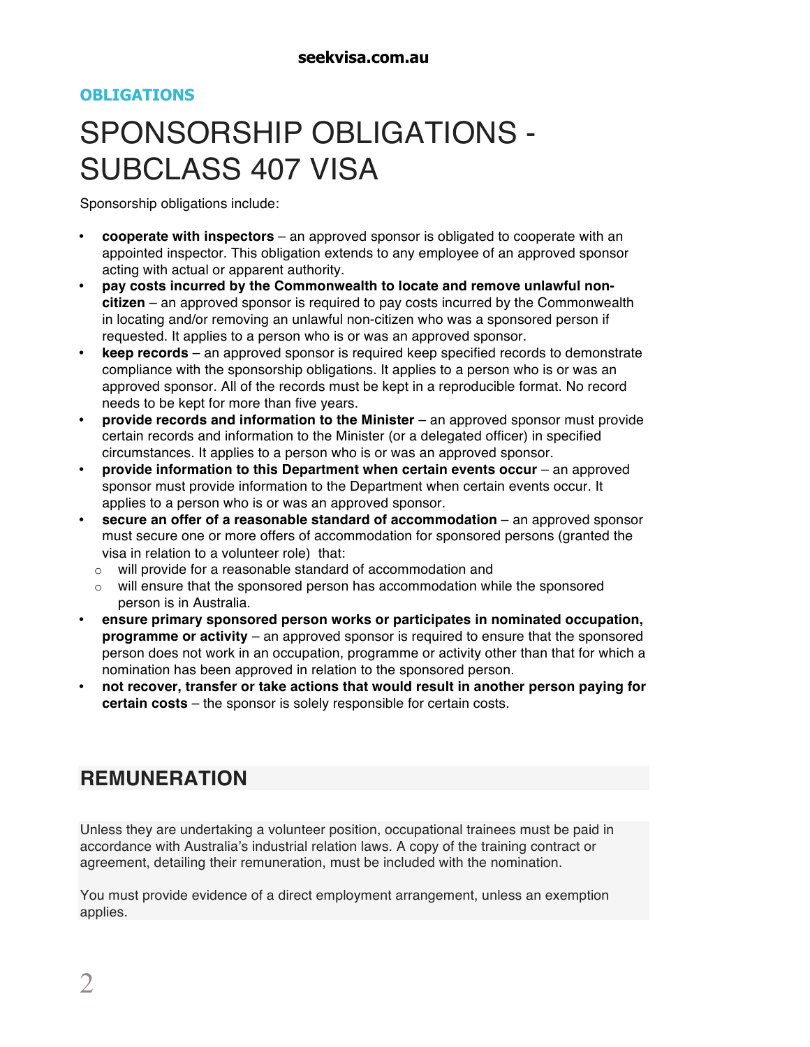**OBLIGATIONS**

# SPONSORSHIP OBLIGATIONS - SUBCLASS 407 VISA

Sponsorship obligations include:

- **cooperate with inspectors** – an approved sponsor is obligated to cooperate with an appointed inspector. This obligation extends to any employee of an approved sponsor acting with actual or apparent authority.
- **pay costs incurred by the Commonwealth to locate and remove unlawful non-citizen** – an approved sponsor is required to pay costs incurred by the Commonwealth in locating and/or removing an unlawful non-citizen who was a sponsored person if requested. It applies to a person who is or was an approved sponsor.
- **keep records** – an approved sponsor is required keep specified records to demonstrate compliance with the sponsorship obligations. It applies to a person who is or was an approved sponsor. All of the records must be kept in a reproducible format. No record needs to be kept for more than five years.
- **provide records and information to the Minister** – an approved sponsor must provide certain records and information to the Minister (or a delegated officer) in specified circumstances. It applies to a person who is or was an approved sponsor.
- **provide information to this Department when certain events occur** – an approved sponsor must provide information to the Department when certain events occur. It applies to a person who is or was an approved sponsor.
- **secure an offer of a reasonable standard of accommodation** – an approved sponsor must secure one or more offers of accommodation for sponsored persons (granted the visa in relation to a volunteer role) that:
  - will provide for a reasonable standard of accommodation and
  - will ensure that the sponsored person has accommodation while the sponsored person is in Australia.
- **ensure primary sponsored person works or participates in nominated occupation, programme or activity** – an approved sponsor is required to ensure that the sponsored person does not work in an occupation, programme or activity other than that for which a nomination has been approved in relation to the sponsored person.
- **not recover, transfer or take actions that would result in another person paying for certain costs** – the sponsor is solely responsible for certain costs.

## REMUNERATION

Unless they are undertaking a volunteer position, occupational trainees must be paid in accordance with Australia's industrial relation laws. A copy of the training contract or agreement, detailing their remuneration, must be included with the nomination.

You must provide evidence of a direct employment arrangement, unless an exemption applies.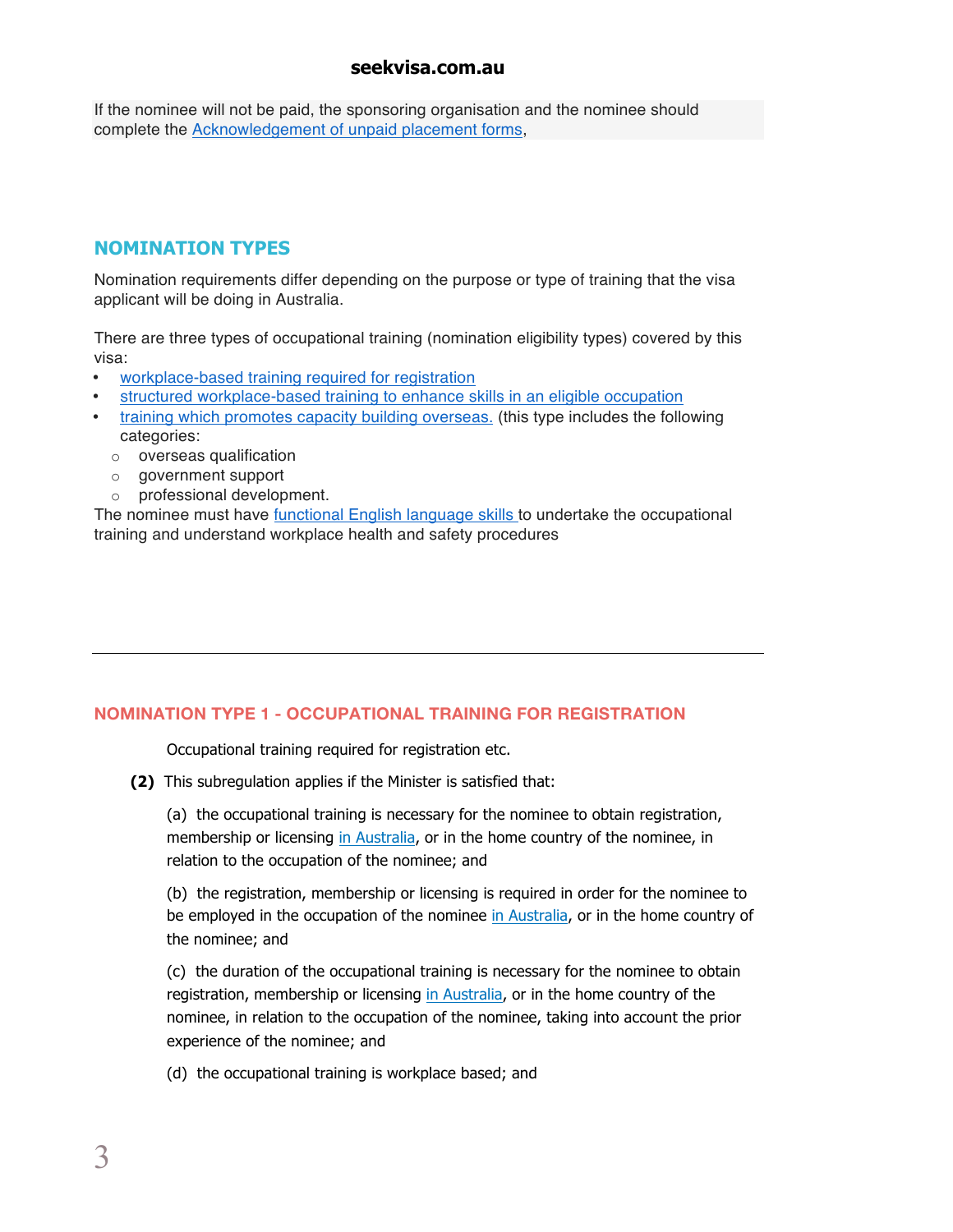If the nominee will not be paid, the sponsoring organisation and the nominee should complete the [Acknowledgement of unpaid placement forms](),

## NOMINATION TYPES

Nomination requirements differ depending on the purpose or type of training that the visa applicant will be doing in Australia.

There are three types of occupational training (nomination eligibility types) covered by this visa:

- [workplace-based training required for registration]()
- [structured workplace-based training to enhance skills in an eligible occupation]()
- [training which promotes capacity building overseas.]() (this type includes the following categories:
  - overseas qualification
  - government support
  - professional development.

The nominee must have [functional English language skills]() to undertake the occupational training and understand workplace health and safety procedures

---

## NOMINATION TYPE 1 - OCCUPATIONAL TRAINING FOR REGISTRATION

Occupational training required for registration etc.

**(2)** This subregulation applies if the Minister is satisfied that:

(a) the occupational training is necessary for the nominee to obtain registration, membership or licensing [in Australia](), or in the home country of the nominee, in relation to the occupation of the nominee; and

(b) the registration, membership or licensing is required in order for the nominee to be employed in the occupation of the nominee [in Australia](), or in the home country of the nominee; and

(c) the duration of the occupational training is necessary for the nominee to obtain registration, membership or licensing [in Australia](), or in the home country of the nominee, in relation to the occupation of the nominee, taking into account the prior experience of the nominee; and

(d) the occupational training is workplace based; and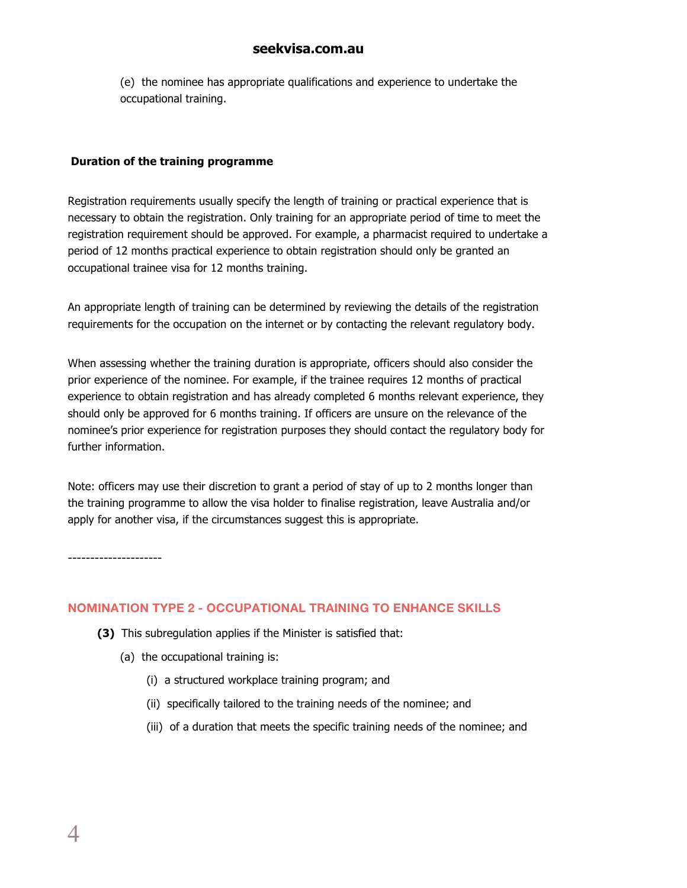(e) the nominee has appropriate qualifications and experience to undertake the occupational training.

**Duration of the training programme**

Registration requirements usually specify the length of training or practical experience that is necessary to obtain the registration. Only training for an appropriate period of time to meet the registration requirement should be approved. For example, a pharmacist required to undertake a period of 12 months practical experience to obtain registration should only be granted an occupational trainee visa for 12 months training.

An appropriate length of training can be determined by reviewing the details of the registration requirements for the occupation on the internet or by contacting the relevant regulatory body.

When assessing whether the training duration is appropriate, officers should also consider the prior experience of the nominee. For example, if the trainee requires 12 months of practical experience to obtain registration and has already completed 6 months relevant experience, they should only be approved for 6 months training. If officers are unsure on the relevance of the nominee's prior experience for registration purposes they should contact the regulatory body for further information.

Note: officers may use their discretion to grant a period of stay of up to 2 months longer than the training programme to allow the visa holder to finalise registration, leave Australia and/or apply for another visa, if the circumstances suggest this is appropriate.

---------------------

## NOMINATION TYPE 2 - OCCUPATIONAL TRAINING TO ENHANCE SKILLS

**(3)** This subregulation applies if the Minister is satisfied that:

(a) the occupational training is:

(i) a structured workplace training program; and

(ii) specifically tailored to the training needs of the nominee; and

(iii) of a duration that meets the specific training needs of the nominee; and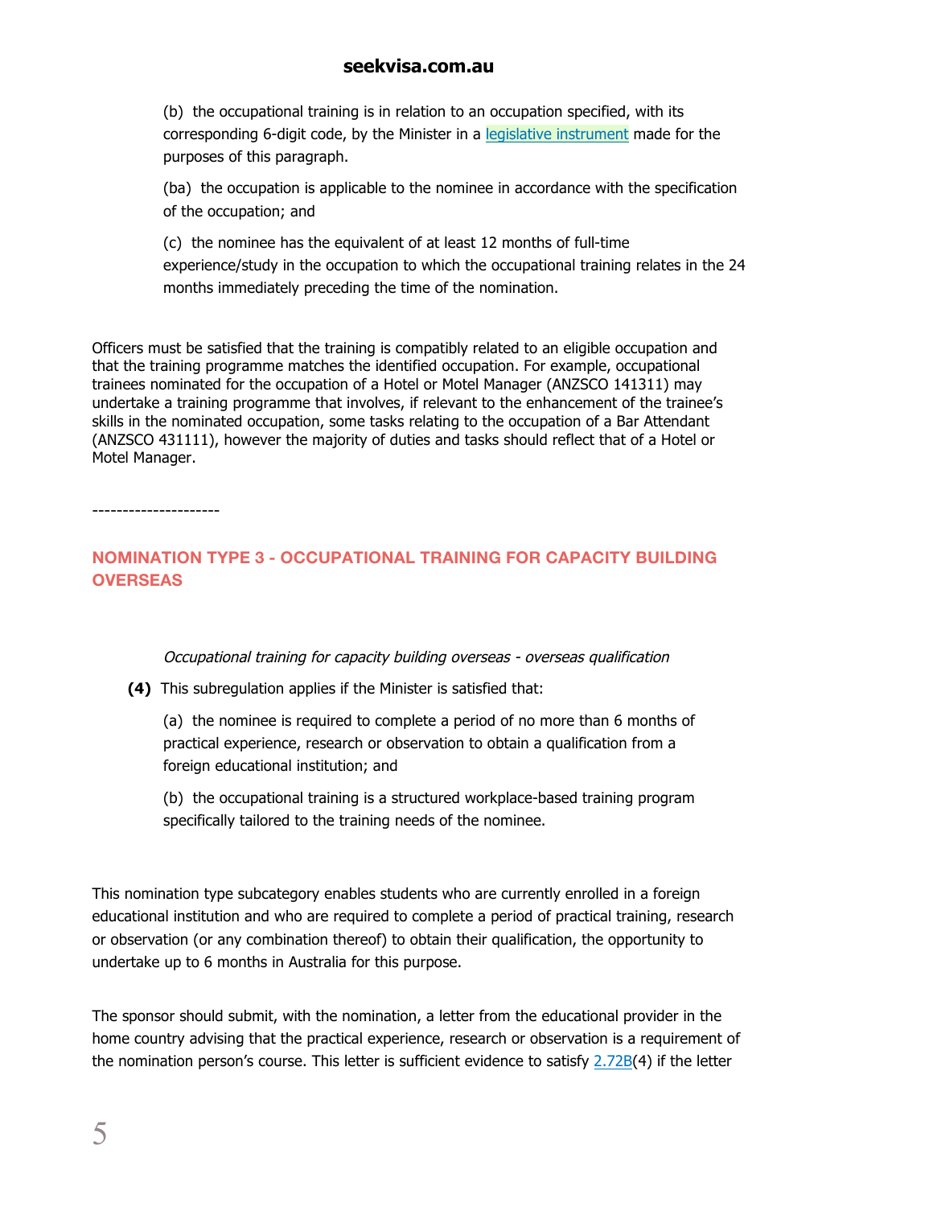(b) the occupational training is in relation to an occupation specified, with its corresponding 6-digit code, by the Minister in a legislative instrument made for the purposes of this paragraph.

(ba) the occupation is applicable to the nominee in accordance with the specification of the occupation; and

(c) the nominee has the equivalent of at least 12 months of full-time experience/study in the occupation to which the occupational training relates in the 24 months immediately preceding the time of the nomination.

Officers must be satisfied that the training is compatibly related to an eligible occupation and that the training programme matches the identified occupation. For example, occupational trainees nominated for the occupation of a Hotel or Motel Manager (ANZSCO 141311) may undertake a training programme that involves, if relevant to the enhancement of the trainee's skills in the nominated occupation, some tasks relating to the occupation of a Bar Attendant (ANZSCO 431111), however the majority of duties and tasks should reflect that of a Hotel or Motel Manager.

---------------------

## NOMINATION TYPE 3 - OCCUPATIONAL TRAINING FOR CAPACITY BUILDING OVERSEAS

*Occupational training for capacity building overseas - overseas qualification*

**(4)** This subregulation applies if the Minister is satisfied that:

(a) the nominee is required to complete a period of no more than 6 months of practical experience, research or observation to obtain a qualification from a foreign educational institution; and

(b) the occupational training is a structured workplace-based training program specifically tailored to the training needs of the nominee.

This nomination type subcategory enables students who are currently enrolled in a foreign educational institution and who are required to complete a period of practical training, research or observation (or any combination thereof) to obtain their qualification, the opportunity to undertake up to 6 months in Australia for this purpose.

The sponsor should submit, with the nomination, a letter from the educational provider in the home country advising that the practical experience, research or observation is a requirement of the nomination person's course. This letter is sufficient evidence to satisfy 2.72B(4) if the letter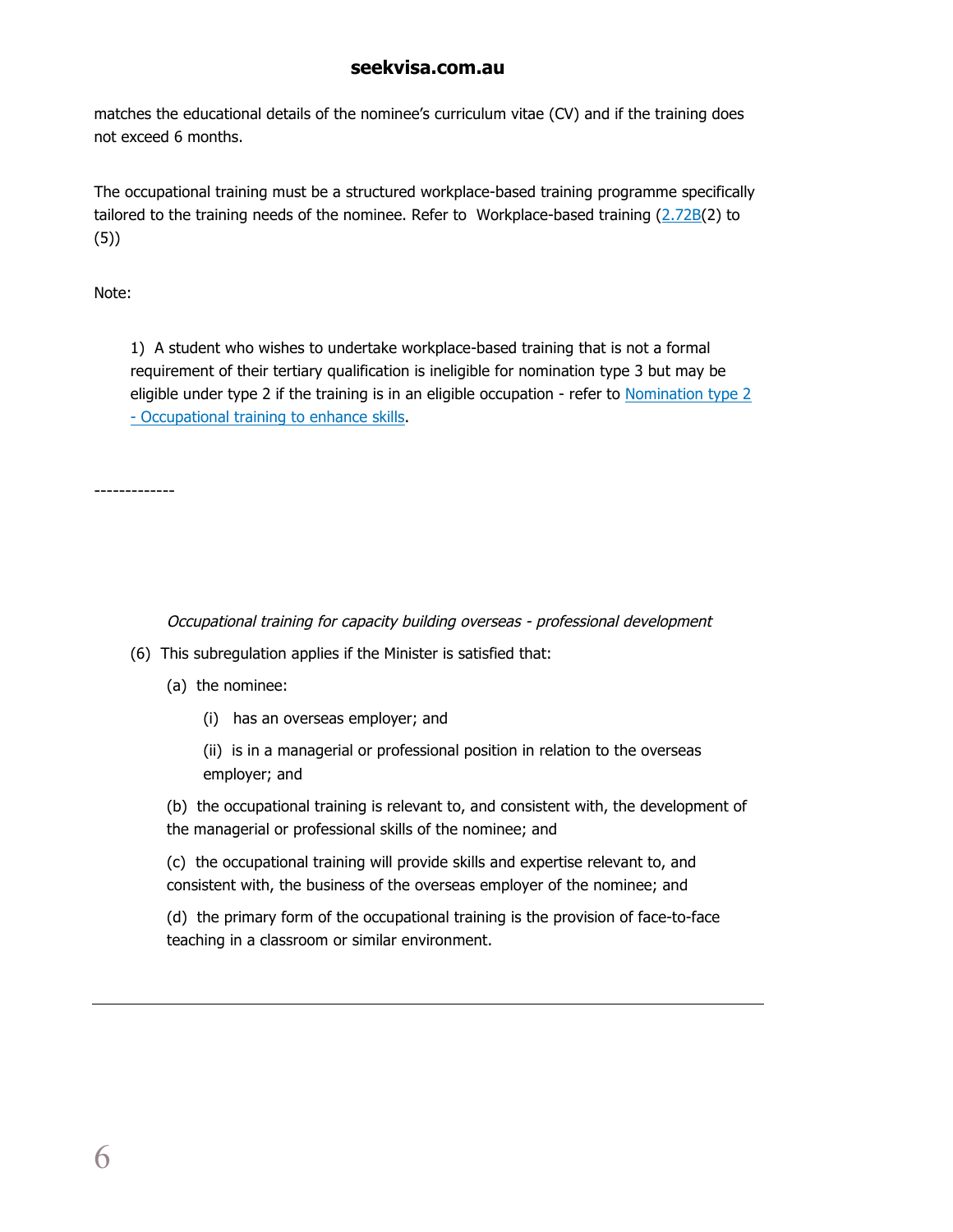matches the educational details of the nominee's curriculum vitae (CV) and if the training does not exceed 6 months.

The occupational training must be a structured workplace-based training programme specifically tailored to the training needs of the nominee. Refer to Workplace-based training (2.72B(2) to (5))

Note:

1) A student who wishes to undertake workplace-based training that is not a formal requirement of their tertiary qualification is ineligible for nomination type 3 but may be eligible under type 2 if the training is in an eligible occupation - refer to Nomination type 2 - Occupational training to enhance skills.

-------------

*Occupational training for capacity building overseas - professional development*

(6) This subregulation applies if the Minister is satisfied that:

(a) the nominee:

(i) has an overseas employer; and

(ii) is in a managerial or professional position in relation to the overseas employer; and

(b) the occupational training is relevant to, and consistent with, the development of the managerial or professional skills of the nominee; and

(c) the occupational training will provide skills and expertise relevant to, and consistent with, the business of the overseas employer of the nominee; and

(d) the primary form of the occupational training is the provision of face-to-face teaching in a classroom or similar environment.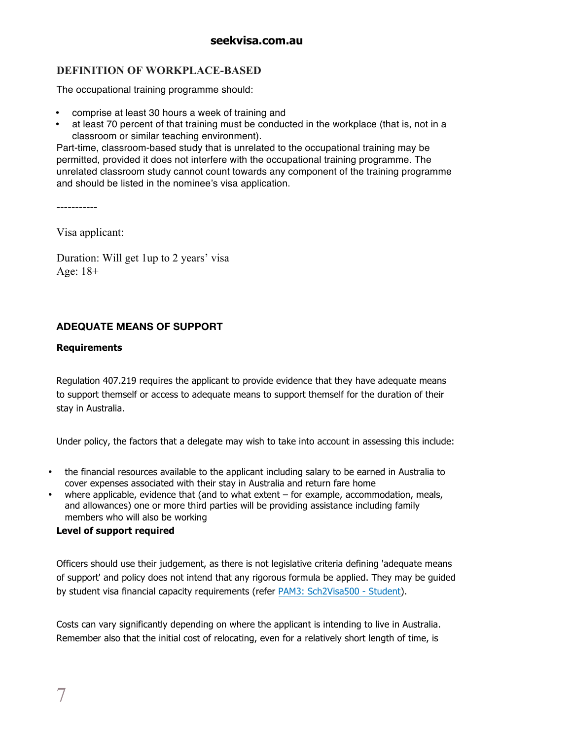## DEFINITION OF WORKPLACE-BASED

The occupational training programme should:

- comprise at least 30 hours a week of training and
- at least 70 percent of that training must be conducted in the workplace (that is, not in a classroom or similar teaching environment).

Part-time, classroom-based study that is unrelated to the occupational training may be permitted, provided it does not interfere with the occupational training programme. The unrelated classroom study cannot count towards any component of the training programme and should be listed in the nominee's visa application.

-----------

Visa applicant:

Duration: Will get 1up to 2 years' visa
Age: 18+

## ADEQUATE MEANS OF SUPPORT

**Requirements**

Regulation 407.219 requires the applicant to provide evidence that they have adequate means to support themself or access to adequate means to support themself for the duration of their stay in Australia.

Under policy, the factors that a delegate may wish to take into account in assessing this include:

- the financial resources available to the applicant including salary to be earned in Australia to cover expenses associated with their stay in Australia and return fare home
- where applicable, evidence that (and to what extent – for example, accommodation, meals, and allowances) one or more third parties will be providing assistance including family members who will also be working

**Level of support required**

Officers should use their judgement, as there is not legislative criteria defining 'adequate means of support' and policy does not intend that any rigorous formula be applied. They may be guided by student visa financial capacity requirements (refer [PAM3: Sch2Visa500 - Student](PAM3: Sch2Visa500 - Student)).

Costs can vary significantly depending on where the applicant is intending to live in Australia. Remember also that the initial cost of relocating, even for a relatively short length of time, is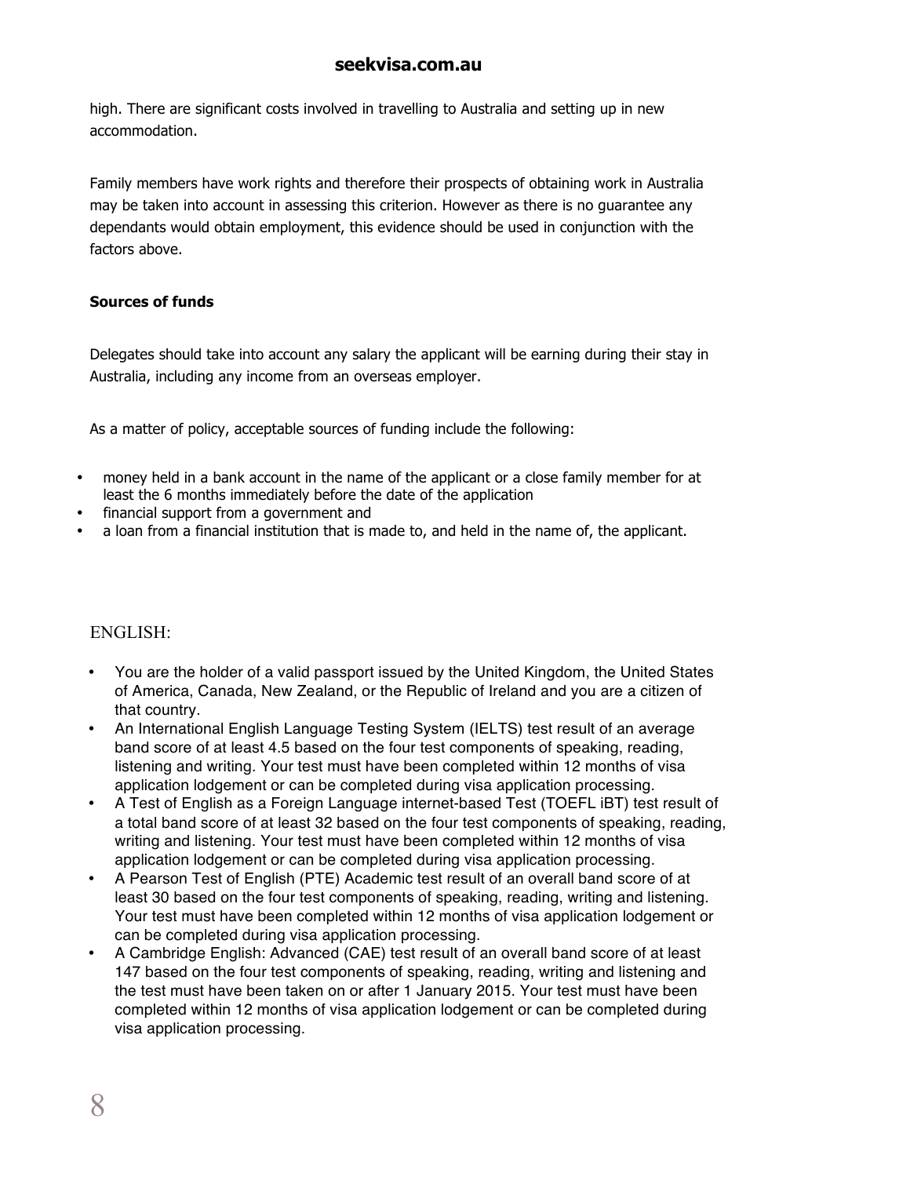high. There are significant costs involved in travelling to Australia and setting up in new accommodation.

Family members have work rights and therefore their prospects of obtaining work in Australia may be taken into account in assessing this criterion. However as there is no guarantee any dependants would obtain employment, this evidence should be used in conjunction with the factors above.

**Sources of funds**

Delegates should take into account any salary the applicant will be earning during their stay in Australia, including any income from an overseas employer.

As a matter of policy, acceptable sources of funding include the following:

- money held in a bank account in the name of the applicant or a close family member for at least the 6 months immediately before the date of the application
- financial support from a government and
- a loan from a financial institution that is made to, and held in the name of, the applicant.

ENGLISH:

- You are the holder of a valid passport issued by the United Kingdom, the United States of America, Canada, New Zealand, or the Republic of Ireland and you are a citizen of that country.
- An International English Language Testing System (IELTS) test result of an average band score of at least 4.5 based on the four test components of speaking, reading, listening and writing. Your test must have been completed within 12 months of visa application lodgement or can be completed during visa application processing.
- A Test of English as a Foreign Language internet-based Test (TOEFL iBT) test result of a total band score of at least 32 based on the four test components of speaking, reading, writing and listening. Your test must have been completed within 12 months of visa application lodgement or can be completed during visa application processing.
- A Pearson Test of English (PTE) Academic test result of an overall band score of at least 30 based on the four test components of speaking, reading, writing and listening. Your test must have been completed within 12 months of visa application lodgement or can be completed during visa application processing.
- A Cambridge English: Advanced (CAE) test result of an overall band score of at least 147 based on the four test components of speaking, reading, writing and listening and the test must have been taken on or after 1 January 2015. Your test must have been completed within 12 months of visa application lodgement or can be completed during visa application processing.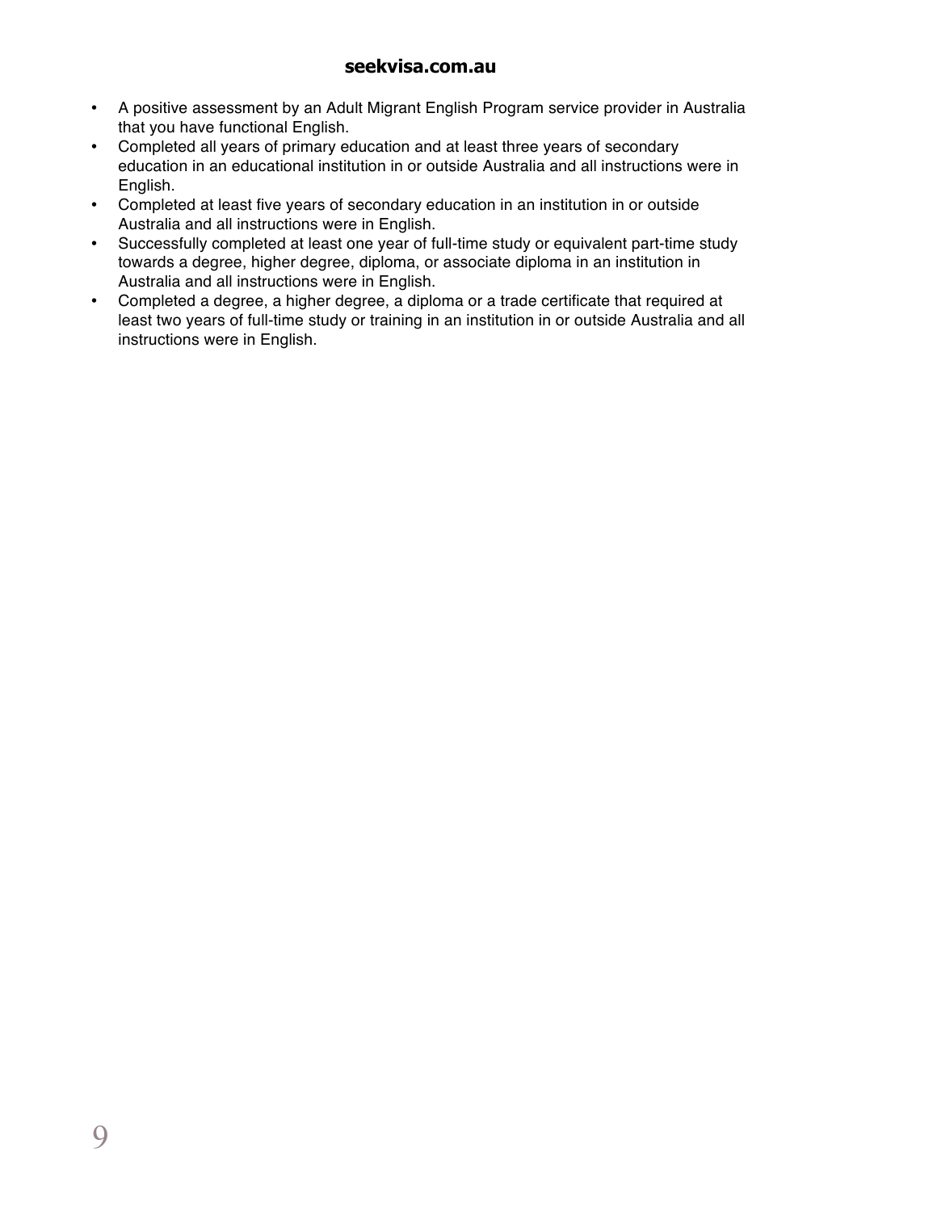- A positive assessment by an Adult Migrant English Program service provider in Australia that you have functional English.
- Completed all years of primary education and at least three years of secondary education in an educational institution in or outside Australia and all instructions were in English.
- Completed at least five years of secondary education in an institution in or outside Australia and all instructions were in English.
- Successfully completed at least one year of full-time study or equivalent part-time study towards a degree, higher degree, diploma, or associate diploma in an institution in Australia and all instructions were in English.
- Completed a degree, a higher degree, a diploma or a trade certificate that required at least two years of full-time study or training in an institution in or outside Australia and all instructions were in English.